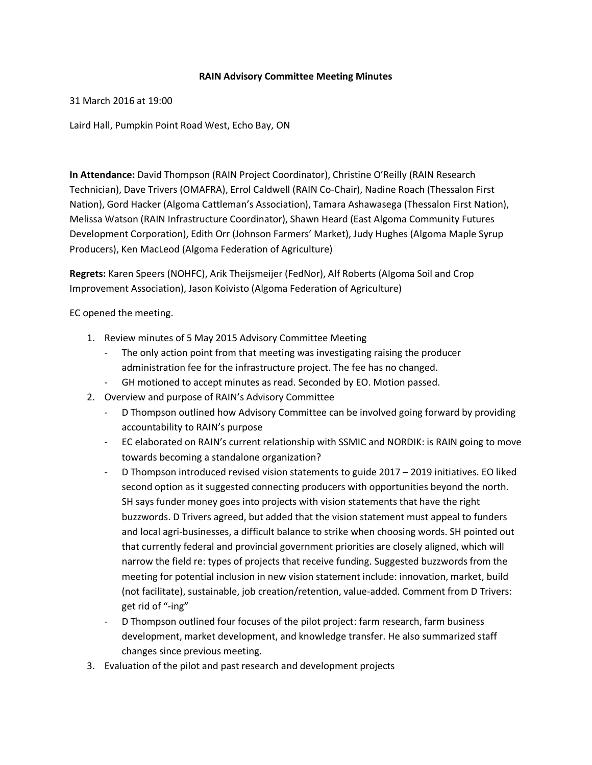**RAIN Advisory Committee Meeting Minutes**

31 March 2016 at 19:00

Laird Hall, Pumpkin Point Road West, Echo Bay, ON

**In Attendance:** David Thompson (RAIN Project Coordinator), Christine O'Reilly (RAIN Research Technician), Dave Trivers (OMAFRA), Errol Caldwell (RAIN Co-Chair), Nadine Roach (Thessalon First Nation), Gord Hacker (Algoma Cattleman's Association), Tamara Ashawasega (Thessalon First Nation), Melissa Watson (RAIN Infrastructure Coordinator), Shawn Heard (East Algoma Community Futures Development Corporation), Edith Orr (Johnson Farmers' Market), Judy Hughes (Algoma Maple Syrup Producers), Ken MacLeod (Algoma Federation of Agriculture)

**Regrets:** Karen Speers (NOHFC), Arik Theijsmeijer (FedNor), Alf Roberts (Algoma Soil and Crop Improvement Association), Jason Koivisto (Algoma Federation of Agriculture)

EC opened the meeting.

1. Review minutes of 5 May 2015 Advisory Committee Meeting
   - The only action point from that meeting was investigating raising the producer administration fee for the infrastructure project. The fee has no changed.
   - GH motioned to accept minutes as read. Seconded by EO. Motion passed.
2. Overview and purpose of RAIN's Advisory Committee
   - D Thompson outlined how Advisory Committee can be involved going forward by providing accountability to RAIN's purpose
   - EC elaborated on RAIN's current relationship with SSMIC and NORDIK: is RAIN going to move towards becoming a standalone organization?
   - D Thompson introduced revised vision statements to guide 2017 – 2019 initiatives. EO liked second option as it suggested connecting producers with opportunities beyond the north. SH says funder money goes into projects with vision statements that have the right buzzwords. D Trivers agreed, but added that the vision statement must appeal to funders and local agri-businesses, a difficult balance to strike when choosing words. SH pointed out that currently federal and provincial government priorities are closely aligned, which will narrow the field re: types of projects that receive funding. Suggested buzzwords from the meeting for potential inclusion in new vision statement include: innovation, market, build (not facilitate), sustainable, job creation/retention, value-added. Comment from D Trivers: get rid of "-ing"
   - D Thompson outlined four focuses of the pilot project: farm research, farm business development, market development, and knowledge transfer. He also summarized staff changes since previous meeting.
3. Evaluation of the pilot and past research and development projects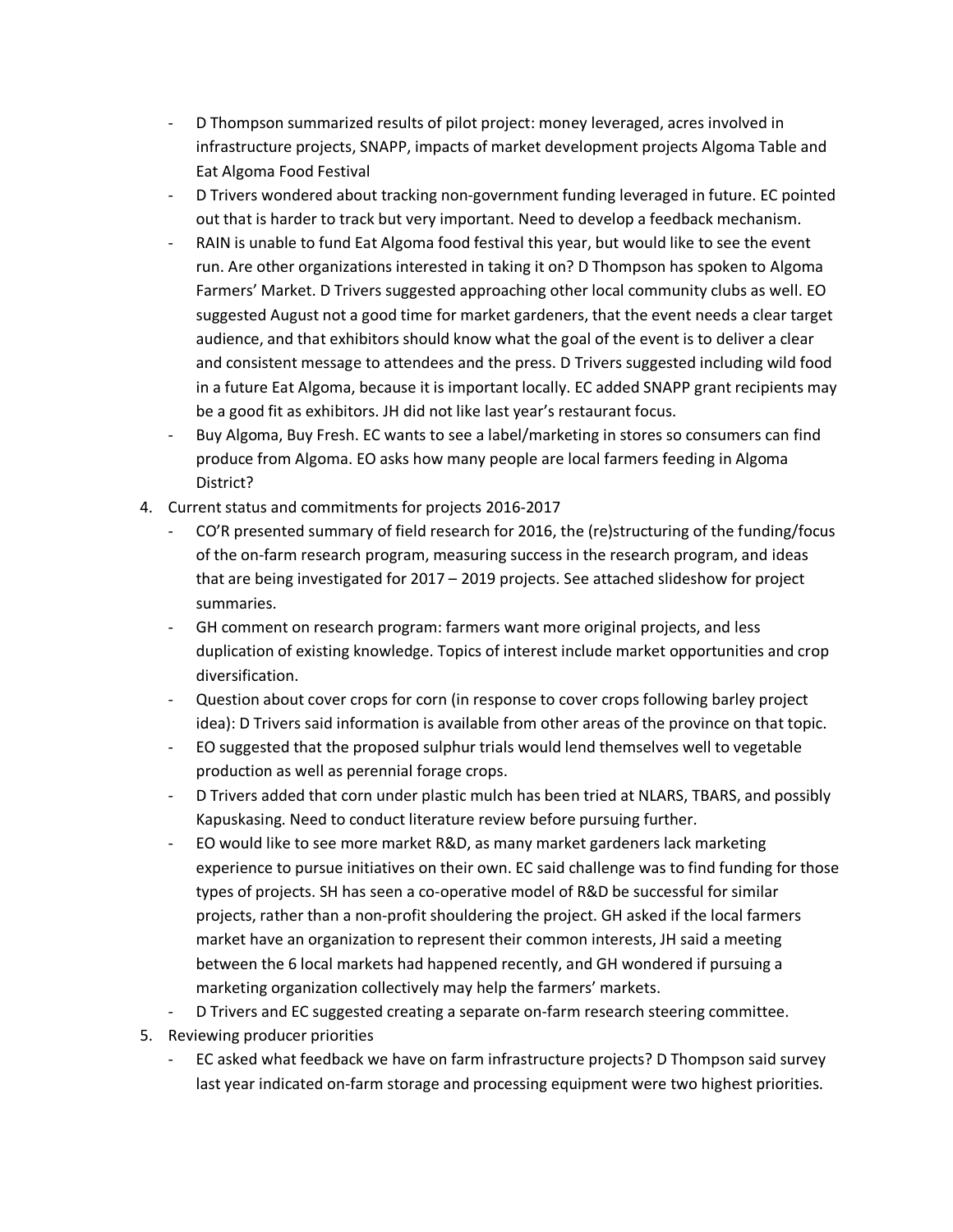- D Thompson summarized results of pilot project: money leveraged, acres involved in infrastructure projects, SNAPP, impacts of market development projects Algoma Table and Eat Algoma Food Festival
- D Trivers wondered about tracking non-government funding leveraged in future. EC pointed out that is harder to track but very important. Need to develop a feedback mechanism.
- RAIN is unable to fund Eat Algoma food festival this year, but would like to see the event run. Are other organizations interested in taking it on? D Thompson has spoken to Algoma Farmers' Market. D Trivers suggested approaching other local community clubs as well. EO suggested August not a good time for market gardeners, that the event needs a clear target audience, and that exhibitors should know what the goal of the event is to deliver a clear and consistent message to attendees and the press. D Trivers suggested including wild food in a future Eat Algoma, because it is important locally. EC added SNAPP grant recipients may be a good fit as exhibitors. JH did not like last year's restaurant focus.
- Buy Algoma, Buy Fresh. EC wants to see a label/marketing in stores so consumers can find produce from Algoma. EO asks how many people are local farmers feeding in Algoma District?

4. Current status and commitments for projects 2016-2017
   - CO'R presented summary of field research for 2016, the (re)structuring of the funding/focus of the on-farm research program, measuring success in the research program, and ideas that are being investigated for 2017 – 2019 projects. See attached slideshow for project summaries.
   - GH comment on research program: farmers want more original projects, and less duplication of existing knowledge. Topics of interest include market opportunities and crop diversification.
   - Question about cover crops for corn (in response to cover crops following barley project idea): D Trivers said information is available from other areas of the province on that topic.
   - EO suggested that the proposed sulphur trials would lend themselves well to vegetable production as well as perennial forage crops.
   - D Trivers added that corn under plastic mulch has been tried at NLARS, TBARS, and possibly Kapuskasing. Need to conduct literature review before pursuing further.
   - EO would like to see more market R&D, as many market gardeners lack marketing experience to pursue initiatives on their own. EC said challenge was to find funding for those types of projects. SH has seen a co-operative model of R&D be successful for similar projects, rather than a non-profit shouldering the project. GH asked if the local farmers market have an organization to represent their common interests, JH said a meeting between the 6 local markets had happened recently, and GH wondered if pursuing a marketing organization collectively may help the farmers' markets.
   - D Trivers and EC suggested creating a separate on-farm research steering committee.

5. Reviewing producer priorities
   - EC asked what feedback we have on farm infrastructure projects? D Thompson said survey last year indicated on-farm storage and processing equipment were two highest priorities.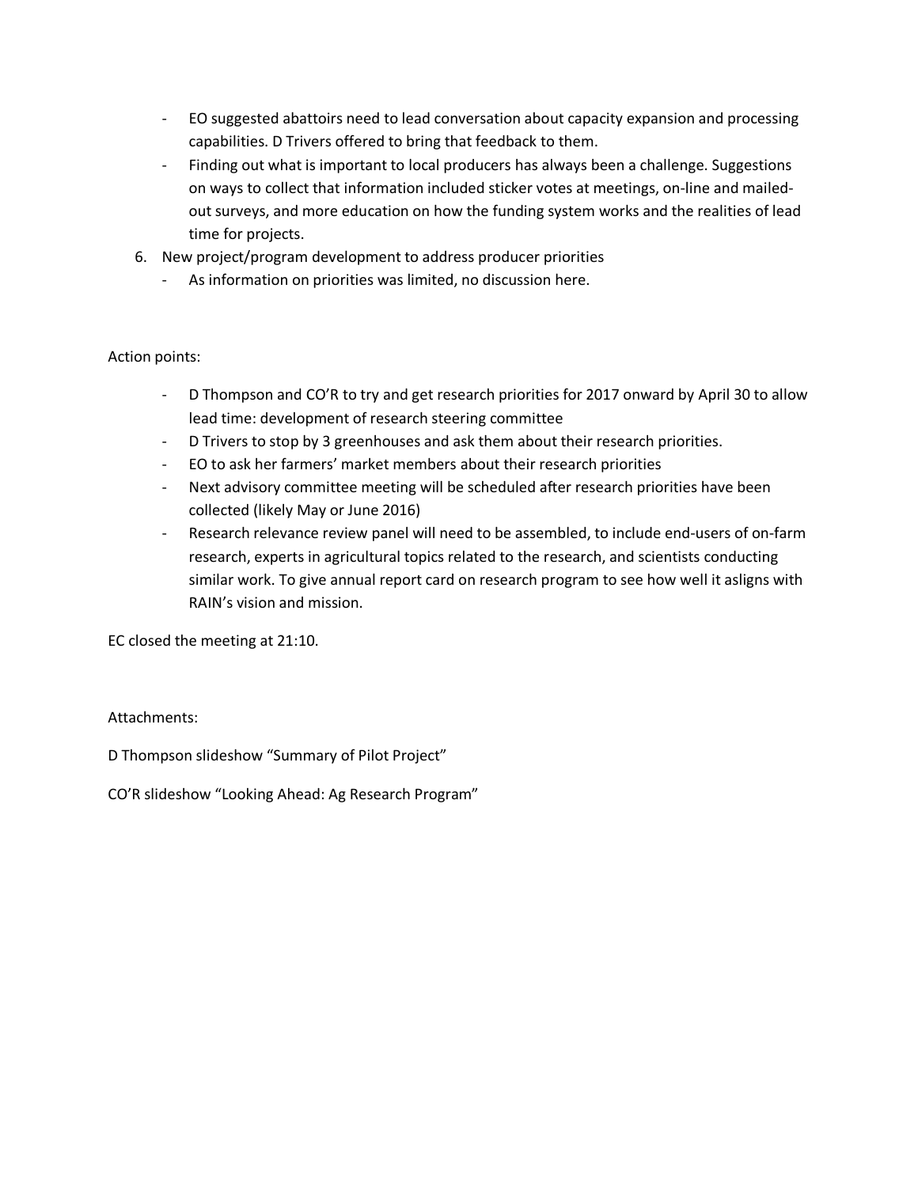- EO suggested abattoirs need to lead conversation about capacity expansion and processing capabilities. D Trivers offered to bring that feedback to them.
- Finding out what is important to local producers has always been a challenge. Suggestions on ways to collect that information included sticker votes at meetings, on-line and mailed-out surveys, and more education on how the funding system works and the realities of lead time for projects.

6. New project/program development to address producer priorities
    - As information on priorities was limited, no discussion here.

Action points:

- D Thompson and CO'R to try and get research priorities for 2017 onward by April 30 to allow lead time: development of research steering committee
- D Trivers to stop by 3 greenhouses and ask them about their research priorities.
- EO to ask her farmers' market members about their research priorities
- Next advisory committee meeting will be scheduled after research priorities have been collected (likely May or June 2016)
- Research relevance review panel will need to be assembled, to include end-users of on-farm research, experts in agricultural topics related to the research, and scientists conducting similar work. To give annual report card on research program to see how well it asligns with RAIN's vision and mission.

EC closed the meeting at 21:10.

Attachments:

D Thompson slideshow "Summary of Pilot Project"

CO'R slideshow "Looking Ahead: Ag Research Program"